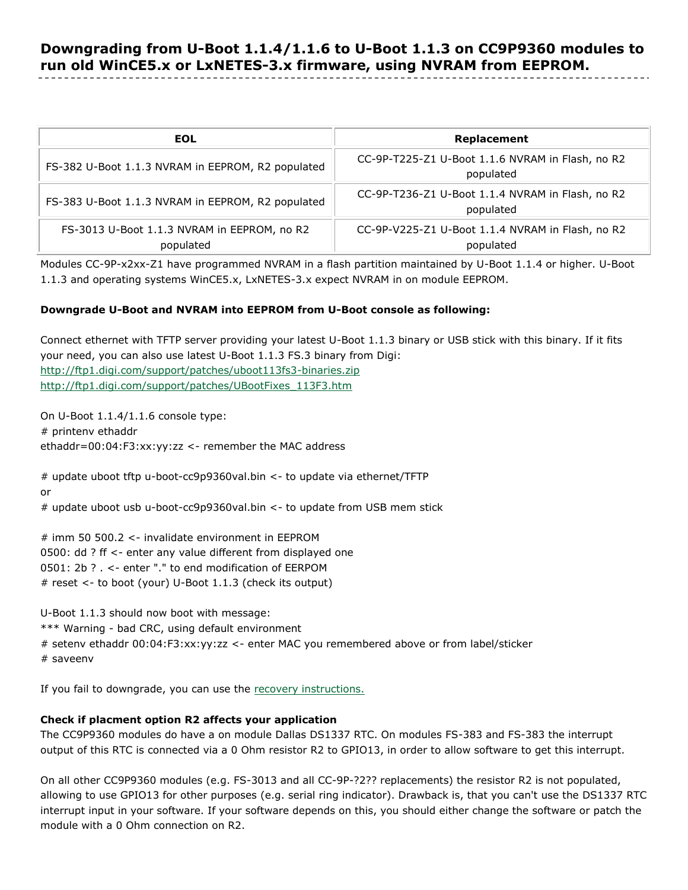## Downgrading from U-Boot 1.1.4/1.1.6 to U-Boot 1.1.3 on CC9P9360 modules to run old WinCE5.x or LxNETES-3.x firmware, using NVRAM from EEPROM.

| EOL | Replacement |
| --- | --- |
| FS-382 U-Boot 1.1.3 NVRAM in EEPROM, R2 populated | CC-9P-T225-Z1 U-Boot 1.1.6 NVRAM in Flash, no R2 populated |
| FS-383 U-Boot 1.1.3 NVRAM in EEPROM, R2 populated | CC-9P-T236-Z1 U-Boot 1.1.4 NVRAM in Flash, no R2 populated |
| FS-3013 U-Boot 1.1.3 NVRAM in EEPROM, no R2 populated | CC-9P-V225-Z1 U-Boot 1.1.4 NVRAM in Flash, no R2 populated |

Modules CC-9P-x2xx-Z1 have programmed NVRAM in a flash partition maintained by U-Boot 1.1.4 or higher. U-Boot 1.1.3 and operating systems WinCE5.x, LxNETES-3.x expect NVRAM in on module EEPROM.

**Downgrade U-Boot and NVRAM into EEPROM from U-Boot console as following:**

Connect ethernet with TFTP server providing your latest U-Boot 1.1.3 binary or USB stick with this binary. If it fits your need, you can also use latest U-Boot 1.1.3 FS.3 binary from Digi:
http://ftp1.digi.com/support/patches/uboot113fs3-binaries.zip
http://ftp1.digi.com/support/patches/UBootFixes_113F3.htm

On U-Boot 1.1.4/1.1.6 console type:
# printenv ethaddr
ethaddr=00:04:F3:xx:yy:zz <- remember the MAC address

# update uboot tftp u-boot-cc9p9360val.bin <- to update via ethernet/TFTP
or
# update uboot usb u-boot-cc9p9360val.bin <- to update from USB mem stick

# imm 50 500.2 <- invalidate environment in EEPROM
0500: dd ? ff <- enter any value different from displayed one
0501: 2b ? . <- enter "." to end modification of EERPOM
# reset <- to boot (your) U-Boot 1.1.3 (check its output)

U-Boot 1.1.3 should now boot with message:
*** Warning - bad CRC, using default environment
# setenv ethaddr 00:04:F3:xx:yy:zz <- enter MAC you remembered above or from label/sticker
# saveenv

If you fail to downgrade, you can use the recovery instructions.

**Check if placment option R2 affects your application**
The CC9P9360 modules do have a on module Dallas DS1337 RTC. On modules FS-383 and FS-383 the interrupt output of this RTC is connected via a 0 Ohm resistor R2 to GPIO13, in order to allow software to get this interrupt.

On all other CC9P9360 modules (e.g. FS-3013 and all CC-9P-?2?? replacements) the resistor R2 is not populated, allowing to use GPIO13 for other purposes (e.g. serial ring indicator). Drawback is, that you can't use the DS1337 RTC interrupt input in your software. If your software depends on this, you should either change the software or patch the module with a 0 Ohm connection on R2.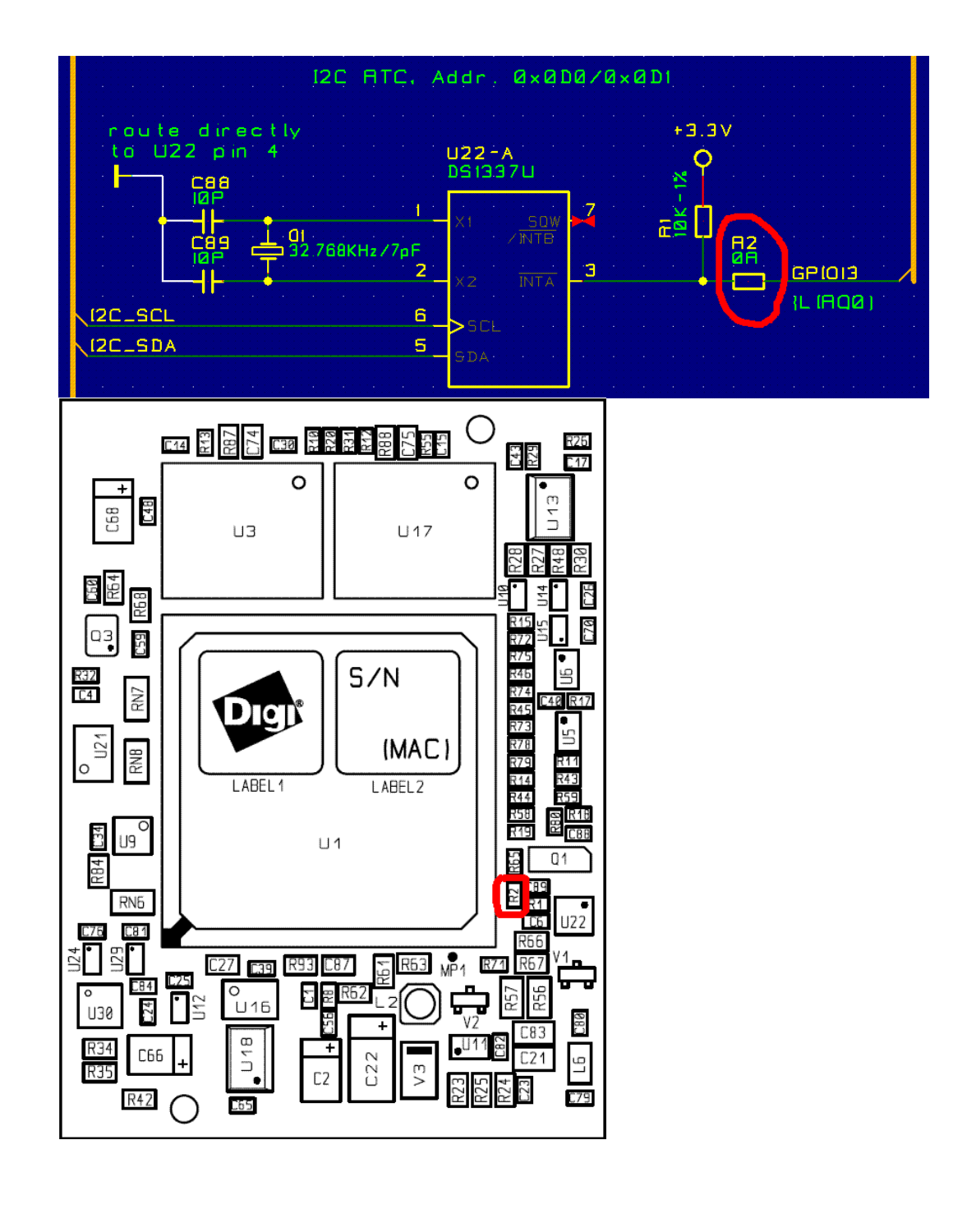I2C RTC, Addr. 0x0D0/0x0D1

route directly
to U22 pin 4

C88
10P

C89
10P

Q1
32.768KHz/7pF

U22-A
DS1337U

X1
X2
SCL
SDA
SQW/INTB
INTA

1
2
6
5
7
3

+3.3V

R1
10K-1%

R2
0R

GPIO13
(L IRQ0)

I2C_SCL
I2C_SDA

U3
U17
U1
S/N
(MAC)
LABEL1
LABEL2
Q1
U22
R2
R1
C89